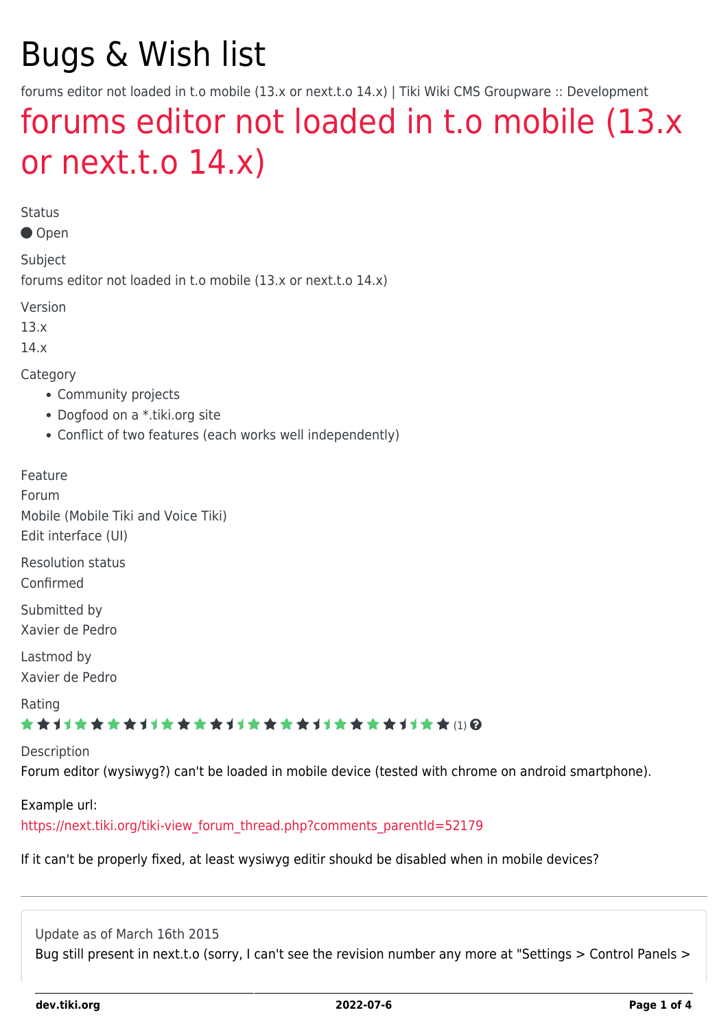# Bugs & Wish list

forums editor not loaded in t.o mobile (13.x or next.t.o 14.x) | Tiki Wiki CMS Groupware :: Development

## forums editor not loaded in t.o mobile (13.x or next.t.o 14.x)

Status

Open

Subject

forums editor not loaded in t.o mobile (13.x or next.t.o 14.x)

Version

13.x

14.x

Category

- Community projects
- Dogfood on a *.tiki.org site
- Conflict of two features (each works well independently)

Feature

Forum

Mobile (Mobile Tiki and Voice Tiki)

Edit interface (UI)

Resolution status

Confirmed

Submitted by

Xavier de Pedro

Lastmod by

Xavier de Pedro

Rating

(1)

Description

Forum editor (wysiwyg?) can't be loaded in mobile device (tested with chrome on android smartphone).

Example url:

https://next.tiki.org/tiki-view_forum_thread.php?comments_parentId=52179

If it can't be properly fixed, at least wysiwyg editir shoukd be disabled when in mobile devices?

---

Update as of March 16th 2015

Bug still present in next.t.o (sorry, I can't see the revision number any more at "Settings > Control Panels >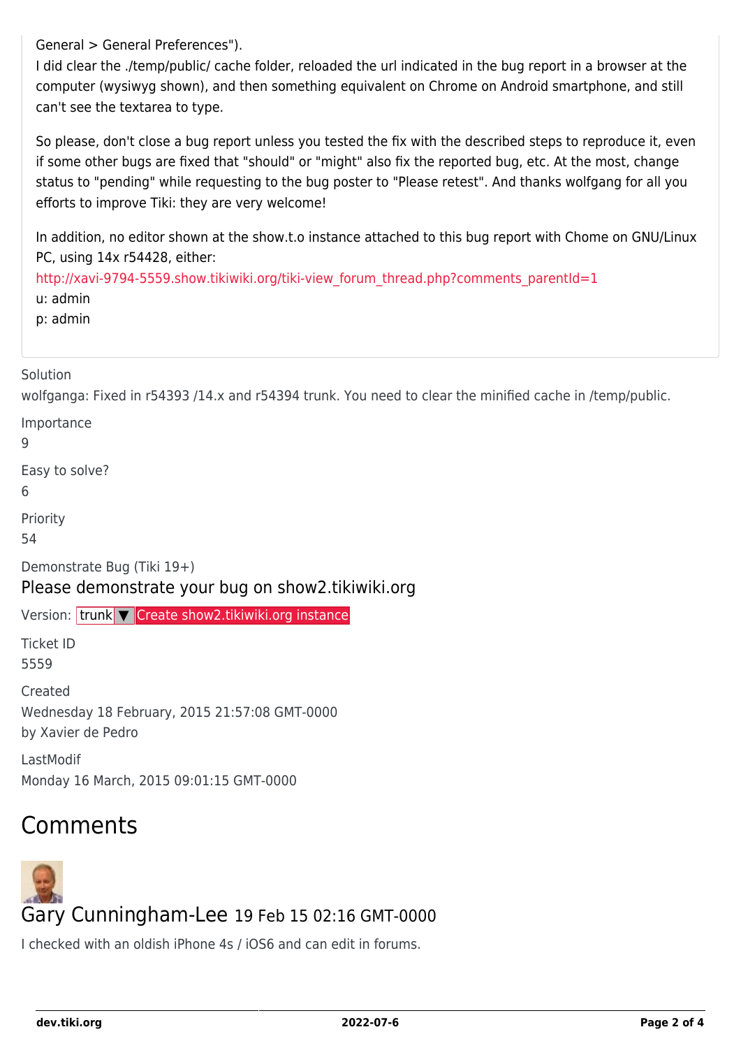General > General Preferences").
I did clear the ./temp/public/ cache folder, reloaded the url indicated in the bug report in a browser at the computer (wysiwyg shown), and then something equivalent on Chrome on Android smartphone, and still can't see the textarea to type.

So please, don't close a bug report unless you tested the fix with the described steps to reproduce it, even if some other bugs are fixed that "should" or "might" also fix the reported bug, etc. At the most, change status to "pending" while requesting to the bug poster to "Please retest". And thanks wolfgang for all you efforts to improve Tiki: they are very welcome!

In addition, no editor shown at the show.t.o instance attached to this bug report with Chome on GNU/Linux PC, using 14x r54428, either:
http://xavi-9794-5559.show.tikiwiki.org/tiki-view_forum_thread.php?comments_parentId=1
u: admin
p: admin

Solution

wolfganga: Fixed in r54393 /14.x and r54394 trunk. You need to clear the minified cache in /temp/public.

Importance

9

Easy to solve?

6

Priority

54

Demonstrate Bug (Tiki 19+)

Please demonstrate your bug on show2.tikiwiki.org

Version: trunk ▼ Create show2.tikiwiki.org instance

Ticket ID

5559

Created

Wednesday 18 February, 2015 21:57:08 GMT-0000
by Xavier de Pedro

LastModif

Monday 16 March, 2015 09:01:15 GMT-0000

# Comments

Gary Cunningham-Lee 19 Feb 15 02:16 GMT-0000

I checked with an oldish iPhone 4s / iOS6 and can edit in forums.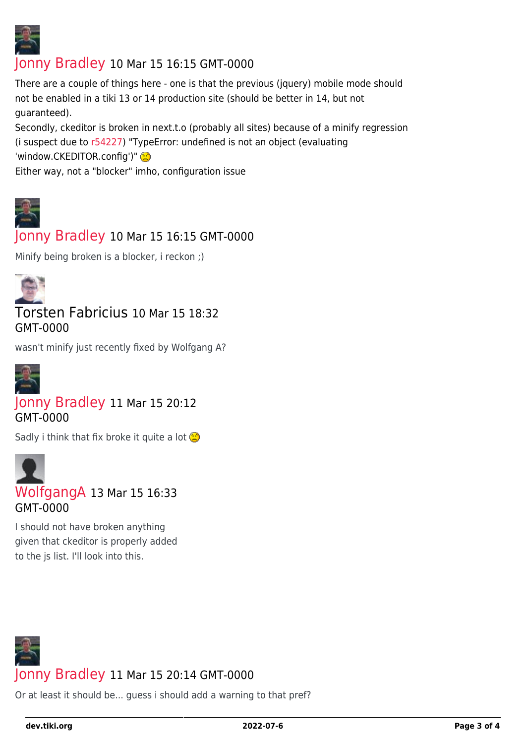**Jonny Bradley** 10 Mar 15 16:15 GMT-0000

There are a couple of things here - one is that the previous (jquery) mobile mode should not be enabled in a tiki 13 or 14 production site (should be better in 14, but not guaranteed).
Secondly, ckeditor is broken in next.t.o (probably all sites) because of a minify regression (i suspect due to r54227) "TypeError: undefined is not an object (evaluating 'window.CKEDITOR.config')" :(
Either way, not a "blocker" imho, configuration issue

**Jonny Bradley** 10 Mar 15 16:15 GMT-0000

Minify being broken is a blocker, i reckon ;)

**Torsten Fabricius** 10 Mar 15 18:32 GMT-0000

wasn't minify just recently fixed by Wolfgang A?

**Jonny Bradley** 11 Mar 15 20:12 GMT-0000

Sadly i think that fix broke it quite a lot :(

**WolfgangA** 13 Mar 15 16:33 GMT-0000

I should not have broken anything given that ckeditor is properly added to the js list. I'll look into this.

**Jonny Bradley** 11 Mar 15 20:14 GMT-0000

Or at least it should be... guess i should add a warning to that pref?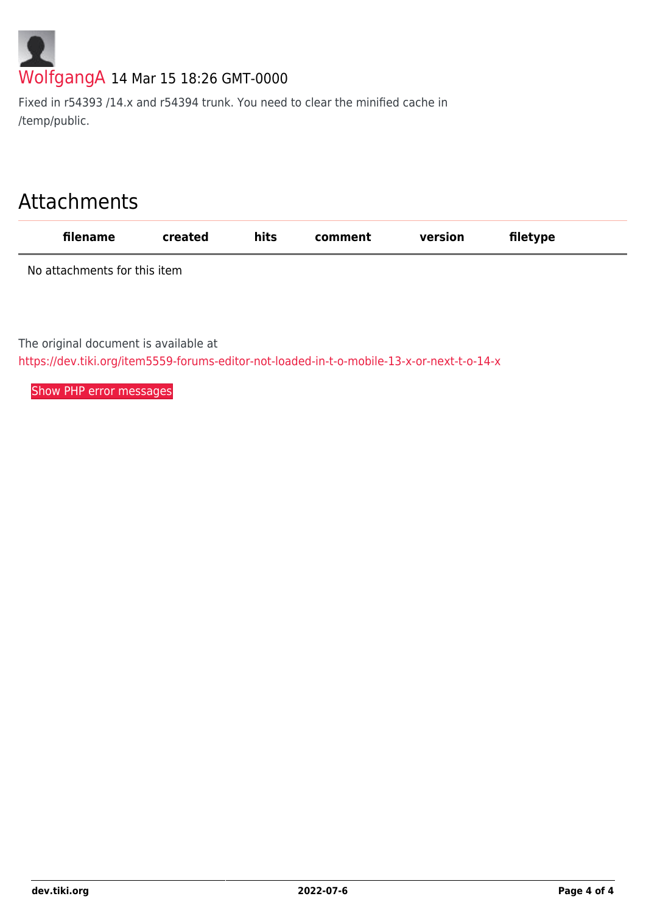WolfgangA 14 Mar 15 18:26 GMT-0000

Fixed in r54393 /14.x and r54394 trunk. You need to clear the minified cache in /temp/public.

## Attachments

| filename | created | hits | comment | version | filetype |
|---|---|---|---|---|---|
| No attachments for this item | | | | | |

The original document is available at https://dev.tiki.org/item5559-forums-editor-not-loaded-in-t-o-mobile-13-x-or-next-t-o-14-x

Show PHP error messages